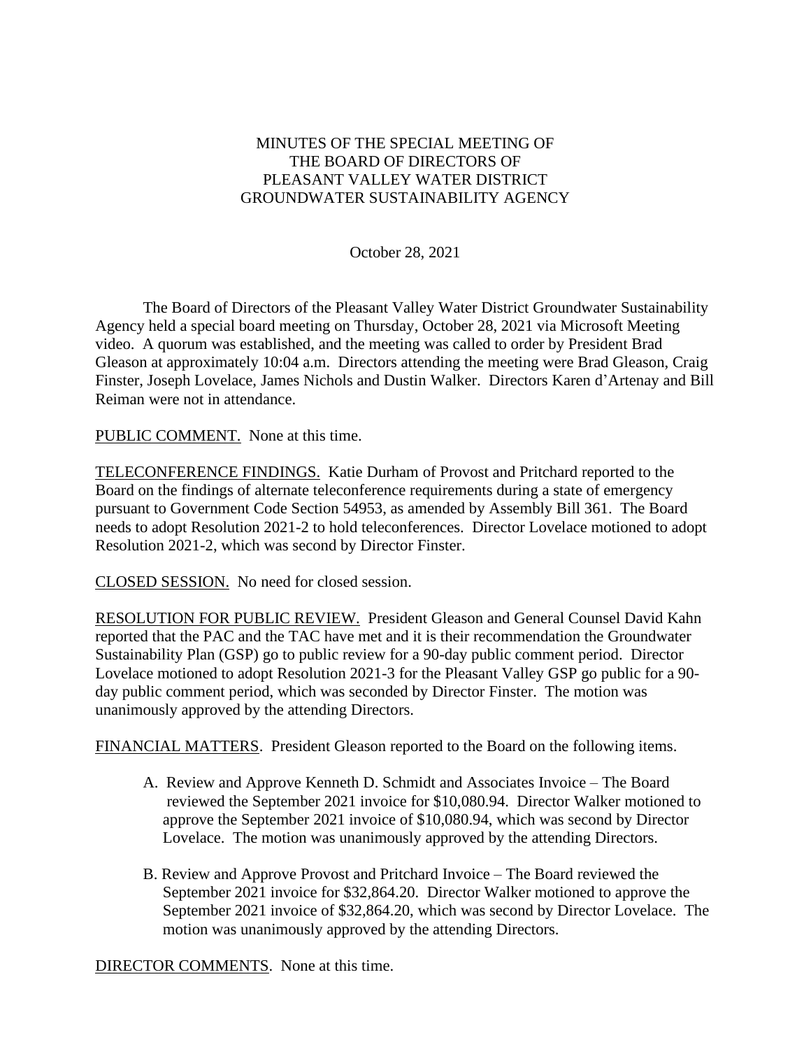# MINUTES OF THE SPECIAL MEETING OF THE BOARD OF DIRECTORS OF PLEASANT VALLEY WATER DISTRICT GROUNDWATER SUSTAINABILITY AGENCY

October 28, 2021

The Board of Directors of the Pleasant Valley Water District Groundwater Sustainability Agency held a special board meeting on Thursday, October 28, 2021 via Microsoft Meeting video. A quorum was established, and the meeting was called to order by President Brad Gleason at approximately 10:04 a.m. Directors attending the meeting were Brad Gleason, Craig Finster, Joseph Lovelace, James Nichols and Dustin Walker. Directors Karen d'Artenay and Bill Reiman were not in attendance.

<u>PUBLIC COMMENT.</u> None at this time.

<u>TELECONFERENCE FINDINGS.</u> Katie Durham of Provost and Pritchard reported to the Board on the findings of alternate teleconference requirements during a state of emergency pursuant to Government Code Section 54953, as amended by Assembly Bill 361. The Board needs to adopt Resolution 2021-2 to hold teleconferences. Director Lovelace motioned to adopt Resolution 2021-2, which was second by Director Finster.

<u>CLOSED SESSION.</u> No need for closed session.

<u>RESOLUTION FOR PUBLIC REVIEW.</u> President Gleason and General Counsel David Kahn reported that the PAC and the TAC have met and it is their recommendation the Groundwater Sustainability Plan (GSP) go to public review for a 90-day public comment period. Director Lovelace motioned to adopt Resolution 2021-3 for the Pleasant Valley GSP go public for a 90-day public comment period, which was seconded by Director Finster. The motion was unanimously approved by the attending Directors.

<u>FINANCIAL MATTERS</u>. President Gleason reported to the Board on the following items.

A. Review and Approve Kenneth D. Schmidt and Associates Invoice – The Board reviewed the September 2021 invoice for $10,080.94. Director Walker motioned to approve the September 2021 invoice of $10,080.94, which was second by Director Lovelace. The motion was unanimously approved by the attending Directors.

B. Review and Approve Provost and Pritchard Invoice – The Board reviewed the September 2021 invoice for $32,864.20. Director Walker motioned to approve the September 2021 invoice of $32,864.20, which was second by Director Lovelace. The motion was unanimously approved by the attending Directors.

<u>DIRECTOR COMMENTS</u>. None at this time.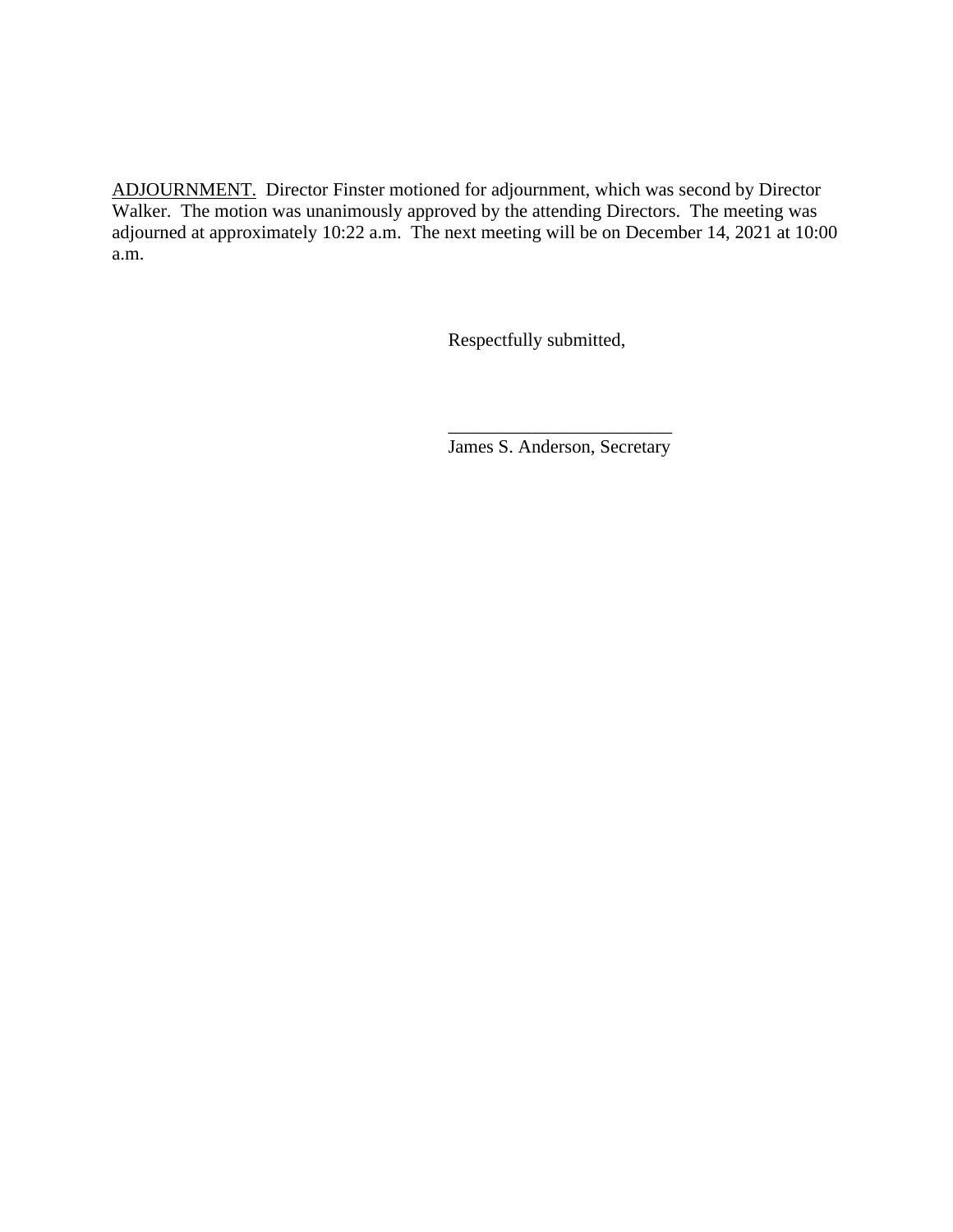ADJOURNMENT. Director Finster motioned for adjournment, which was second by Director Walker. The motion was unanimously approved by the attending Directors. The meeting was adjourned at approximately 10:22 a.m. The next meeting will be on December 14, 2021 at 10:00 a.m.

Respectfully submitted,

________________________
James S. Anderson, Secretary